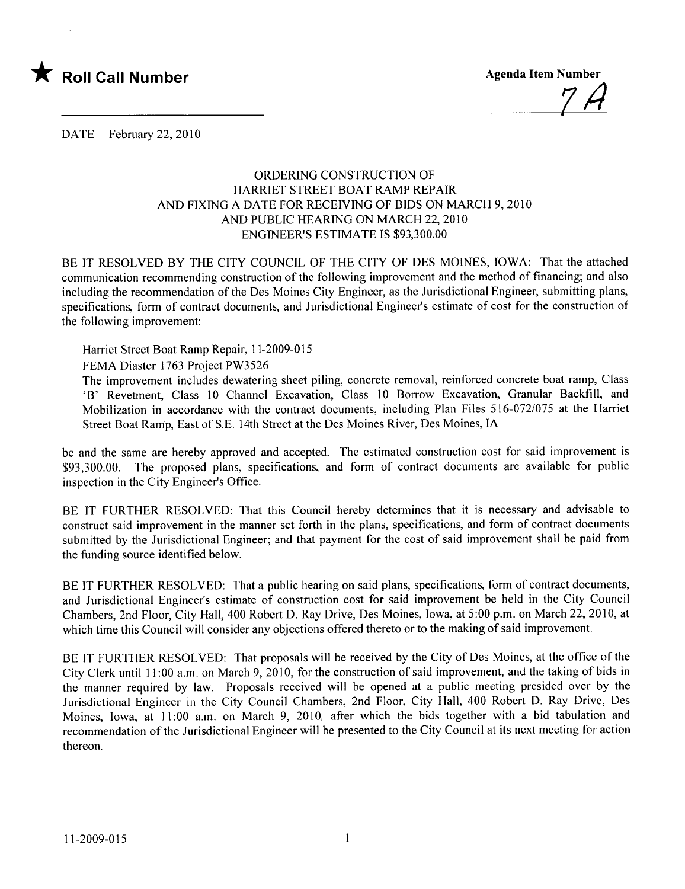★ **Roll Call Number**

**Agenda Item Number**

7A

DATE February 22, 2010

ORDERING CONSTRUCTION OF
HARRIET STREET BOAT RAMP REPAIR
AND FIXING A DATE FOR RECEIVING OF BIDS ON MARCH 9, 2010
AND PUBLIC HEARING ON MARCH 22, 2010
ENGINEER'S ESTIMATE IS $93,300.00

BE IT RESOLVED BY THE CITY COUNCIL OF THE CITY OF DES MOINES, IOWA: That the attached communication recommending construction of the following improvement and the method of financing; and also including the recommendation of the Des Moines City Engineer, as the Jurisdictional Engineer, submitting plans, specifications, form of contract documents, and Jurisdictional Engineer's estimate of cost for the construction of the following improvement:

Harriet Street Boat Ramp Repair, 11-2009-015
FEMA Diaster 1763 Project PW3526
The improvement includes dewatering sheet piling, concrete removal, reinforced concrete boat ramp, Class 'B' Revetment, Class 10 Channel Excavation, Class 10 Borrow Excavation, Granular Backfill, and Mobilization in accordance with the contract documents, including Plan Files 516-072/075 at the Harriet Street Boat Ramp, East of S.E. 14th Street at the Des Moines River, Des Moines, IA

be and the same are hereby approved and accepted. The estimated construction cost for said improvement is $93,300.00. The proposed plans, specifications, and form of contract documents are available for public inspection in the City Engineer's Office.

BE IT FURTHER RESOLVED: That this Council hereby determines that it is necessary and advisable to construct said improvement in the manner set forth in the plans, specifications, and form of contract documents submitted by the Jurisdictional Engineer; and that payment for the cost of said improvement shall be paid from the funding source identified below.

BE IT FURTHER RESOLVED: That a public hearing on said plans, specifications, form of contract documents, and Jurisdictional Engineer's estimate of construction cost for said improvement be held in the City Council Chambers, 2nd Floor, City Hall, 400 Robert D. Ray Drive, Des Moines, Iowa, at 5:00 p.m. on March 22, 2010, at which time this Council will consider any objections offered thereto or to the making of said improvement.

BE IT FURTHER RESOLVED: That proposals will be received by the City of Des Moines, at the office of the City Clerk until 11:00 a.m. on March 9, 2010, for the construction of said improvement, and the taking of bids in the manner required by law. Proposals received will be opened at a public meeting presided over by the Jurisdictional Engineer in the City Council Chambers, 2nd Floor, City Hall, 400 Robert D. Ray Drive, Des Moines, Iowa, at 11:00 a.m. on March 9, 2010, after which the bids together with a bid tabulation and recommendation of the Jurisdictional Engineer will be presented to the City Council at its next meeting for action thereon.

11-2009-015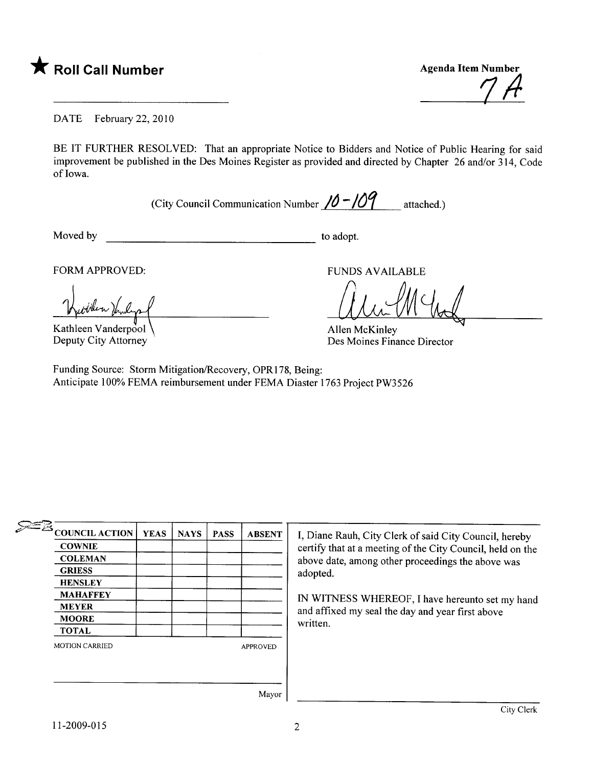★ **Roll Call Number**

**Agenda Item Number**
7A

DATE February 22, 2010

BE IT FURTHER RESOLVED: That an appropriate Notice to Bidders and Notice of Public Hearing for said improvement be published in the Des Moines Register as provided and directed by Chapter 26 and/or 314, Code of Iowa.

(City Council Communication Number 10-109 attached.)

Moved by ______________________ to adopt.

FORM APPROVED:

Kathleen Vanderpool
Deputy City Attorney

FUNDS AVAILABLE

Allen McKinley
Des Moines Finance Director

Funding Source: Storm Mitigation/Recovery, OPR178, Being:
Anticipate 100% FEMA reimbursement under FEMA Diaster 1763 Project PW3526

| COUNCIL ACTION | YEAS | NAYS | PASS | ABSENT |
|---|---|---|---|---|
| COWNIE | | | | |
| COLEMAN | | | | |
| GRIESS | | | | |
| HENSLEY | | | | |
| MAHAFFEY | | | | |
| MEYER | | | | |
| MOORE | | | | |
| TOTAL | | | | |

MOTION CARRIED APPROVED

Mayor

I, Diane Rauh, City Clerk of said City Council, hereby certify that at a meeting of the City Council, held on the above date, among other proceedings the above was adopted.

IN WITNESS WHEREOF, I have hereunto set my hand and affixed my seal the day and year first above written.

City Clerk

11-2009-015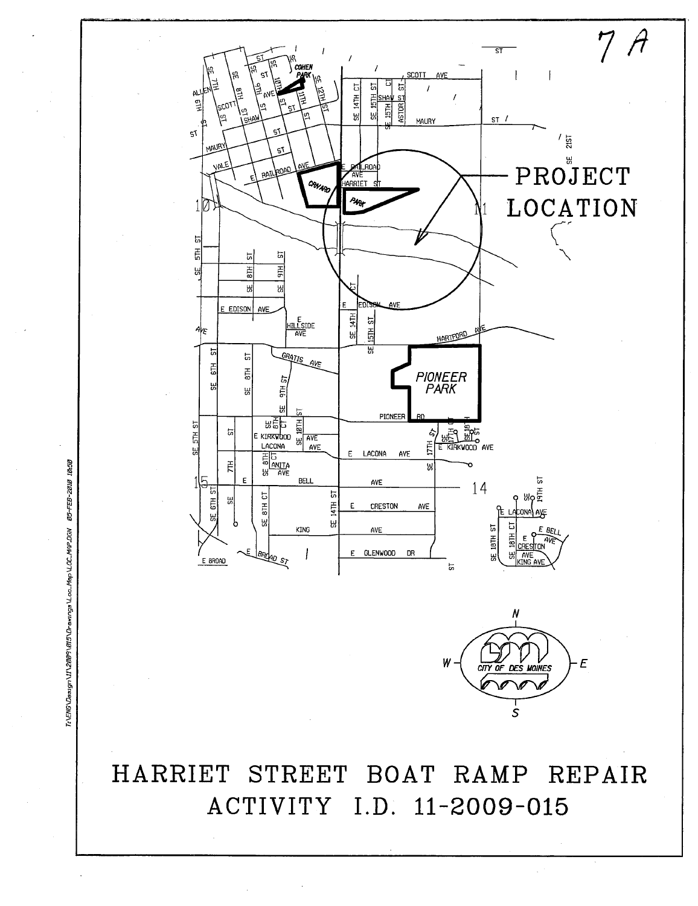7A

PROJECT LOCATION

# HARRIET STREET BOAT RAMP REPAIR

## ACTIVITY I.D. 11-2009-015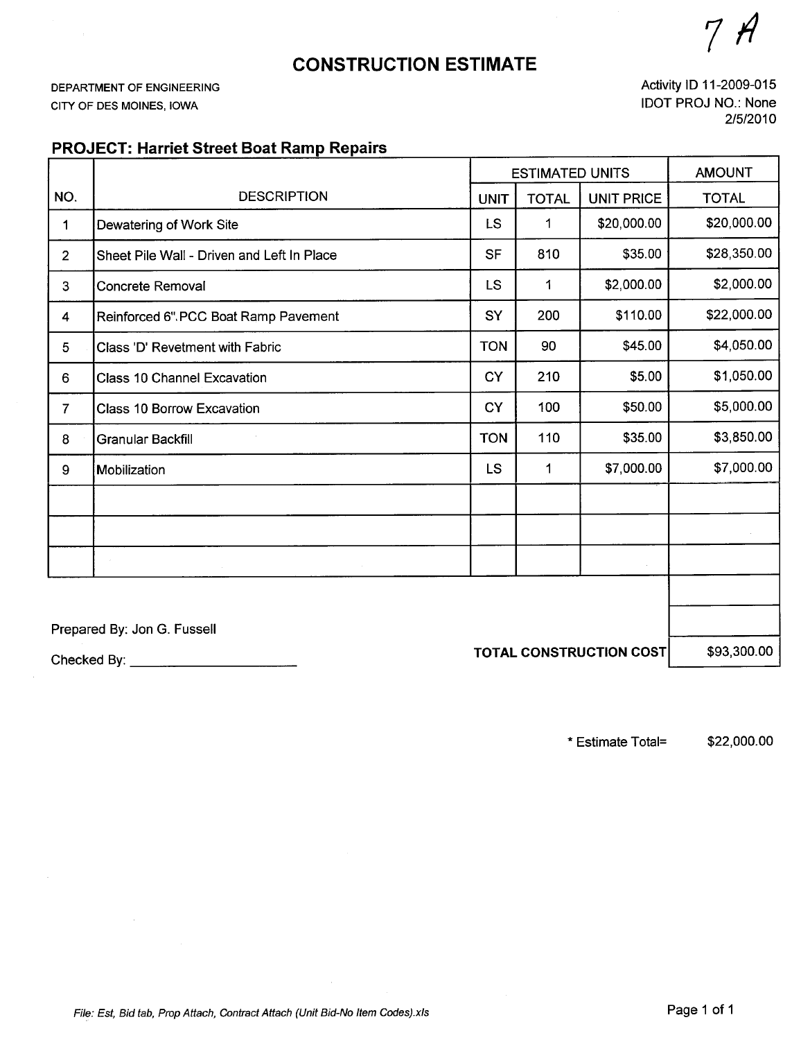7 A

# CONSTRUCTION ESTIMATE

DEPARTMENT OF ENGINEERING
CITY OF DES MOINES, IOWA

Activity ID 11-2009-015
IDOT PROJ NO.: None
2/5/2010

## PROJECT: Harriet Street Boat Ramp Repairs

| NO. | DESCRIPTION | ESTIMATED UNITS | | | AMOUNT |
|---|---|---|---|---|---|
| | | UNIT | TOTAL | UNIT PRICE | TOTAL |
| 1 | Dewatering of Work Site | LS | 1 | $20,000.00 | $20,000.00 |
| 2 | Sheet Pile Wall - Driven and Left In Place | SF | 810 | $35.00 | $28,350.00 |
| 3 | Concrete Removal | LS | 1 | $2,000.00 | $2,000.00 |
| 4 | Reinforced 6". PCC Boat Ramp Pavement | SY | 200 | $110.00 | $22,000.00 |
| 5 | Class 'D' Revetment with Fabric | TON | 90 | $45.00 | $4,050.00 |
| 6 | Class 10 Channel Excavation | CY | 210 | $5.00 | $1,050.00 |
| 7 | Class 10 Borrow Excavation | CY | 100 | $50.00 | $5,000.00 |
| 8 | Granular Backfill | TON | 110 | $35.00 | $3,850.00 |
| 9 | Mobilization | LS | 1 | $7,000.00 | $7,000.00 |
| | | | | | |
| | | | | | |
| | | | | | |
| | | | | **TOTAL CONSTRUCTION COST** | $93,300.00 |

Prepared By: Jon G. Fussell

Checked By: ______________________

\* Estimate Total= $22,000.00

*File: Est, Bid tab, Prop Attach, Contract Attach (Unit Bid-No Item Codes).xls*